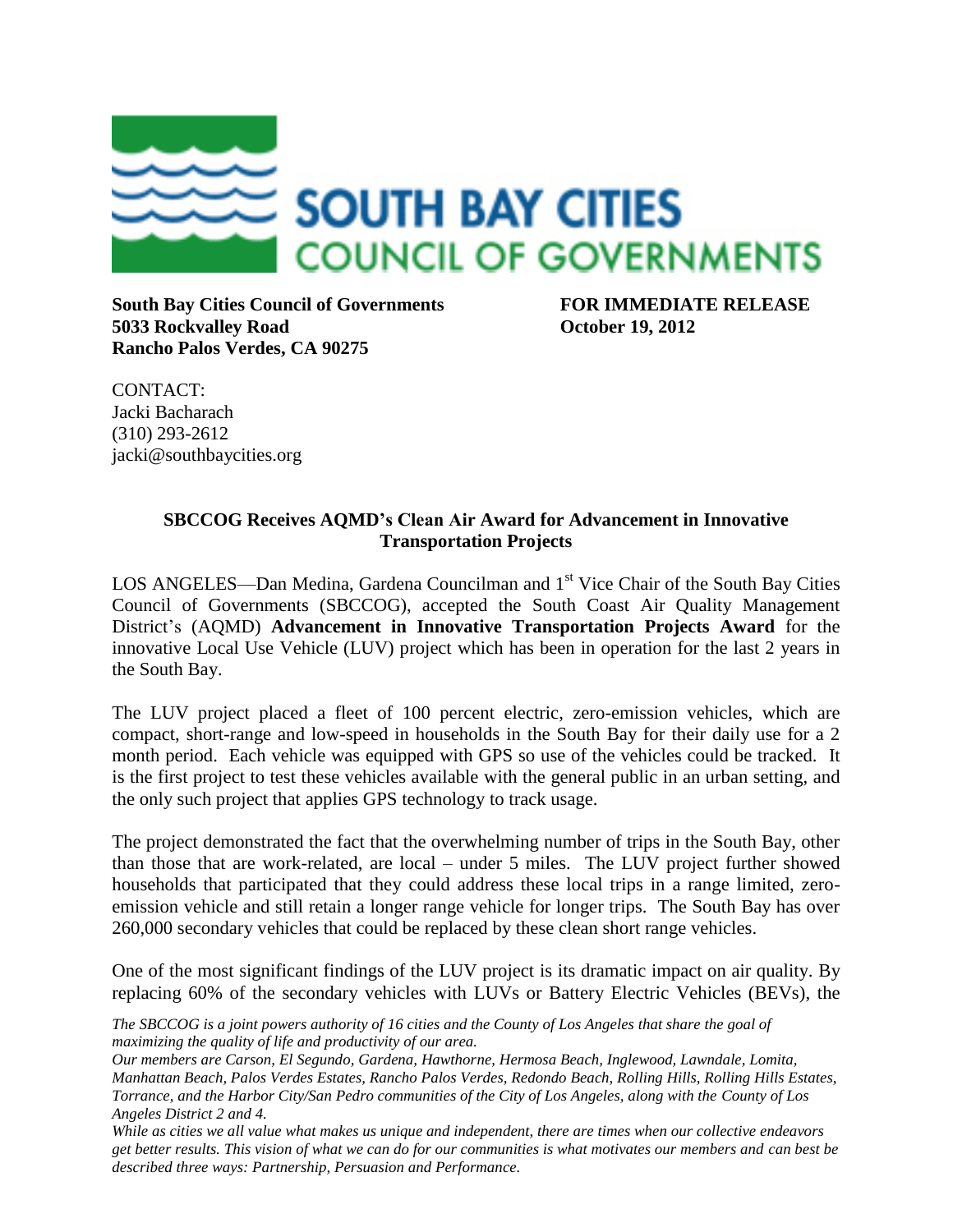**SOUTH BAY CITIES COUNCIL OF GOVERNMENTS**

**South Bay Cities Council of Governments**
**5033 Rockvalley Road**
**Rancho Palos Verdes, CA 90275**

**FOR IMMEDIATE RELEASE**
**October 19, 2012**

CONTACT:
Jacki Bacharach
(310) 293-2612
jacki@southbaycities.org

**SBCCOG Receives AQMD's Clean Air Award for Advancement in Innovative Transportation Projects**

LOS ANGELES—Dan Medina, Gardena Councilman and 1st Vice Chair of the South Bay Cities Council of Governments (SBCCOG), accepted the South Coast Air Quality Management District's (AQMD) **Advancement in Innovative Transportation Projects Award** for the innovative Local Use Vehicle (LUV) project which has been in operation for the last 2 years in the South Bay.

The LUV project placed a fleet of 100 percent electric, zero-emission vehicles, which are compact, short-range and low-speed in households in the South Bay for their daily use for a 2 month period. Each vehicle was equipped with GPS so use of the vehicles could be tracked. It is the first project to test these vehicles available with the general public in an urban setting, and the only such project that applies GPS technology to track usage.

The project demonstrated the fact that the overwhelming number of trips in the South Bay, other than those that are work-related, are local – under 5 miles. The LUV project further showed households that participated that they could address these local trips in a range limited, zero-emission vehicle and still retain a longer range vehicle for longer trips. The South Bay has over 260,000 secondary vehicles that could be replaced by these clean short range vehicles.

One of the most significant findings of the LUV project is its dramatic impact on air quality. By replacing 60% of the secondary vehicles with LUVs or Battery Electric Vehicles (BEVs), the

*The SBCCOG is a joint powers authority of 16 cities and the County of Los Angeles that share the goal of maximizing the quality of life and productivity of our area.*
*Our members are Carson, El Segundo, Gardena, Hawthorne, Hermosa Beach, Inglewood, Lawndale, Lomita, Manhattan Beach, Palos Verdes Estates, Rancho Palos Verdes, Redondo Beach, Rolling Hills, Rolling Hills Estates, Torrance, and the Harbor City/San Pedro communities of the City of Los Angeles, along with the County of Los Angeles District 2 and 4.*
*While as cities we all value what makes us unique and independent, there are times when our collective endeavors get better results. This vision of what we can do for our communities is what motivates our members and can best be described three ways: Partnership, Persuasion and Performance.*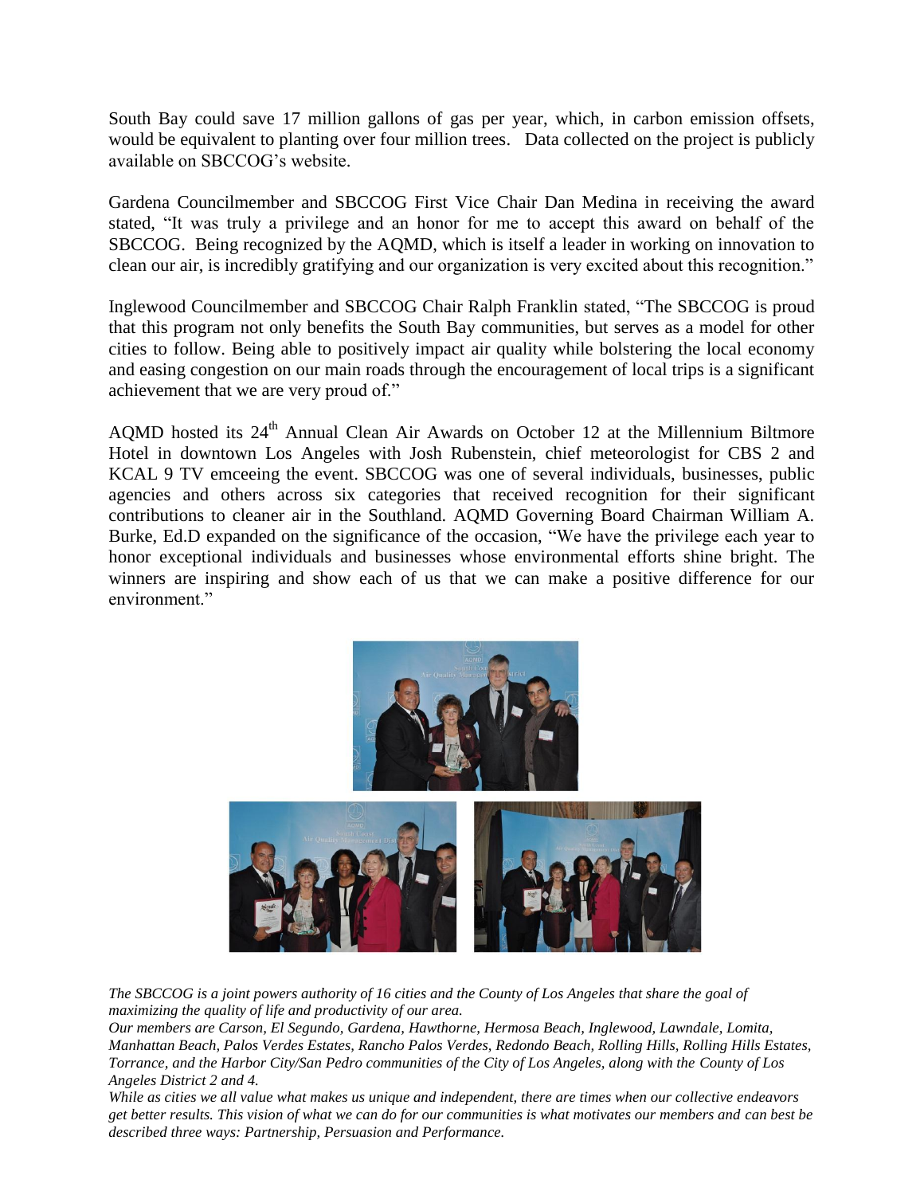South Bay could save 17 million gallons of gas per year, which, in carbon emission offsets, would be equivalent to planting over four million trees. Data collected on the project is publicly available on SBCCOG's website.

Gardena Councilmember and SBCCOG First Vice Chair Dan Medina in receiving the award stated, "It was truly a privilege and an honor for me to accept this award on behalf of the SBCCOG. Being recognized by the AQMD, which is itself a leader in working on innovation to clean our air, is incredibly gratifying and our organization is very excited about this recognition."

Inglewood Councilmember and SBCCOG Chair Ralph Franklin stated, "The SBCCOG is proud that this program not only benefits the South Bay communities, but serves as a model for other cities to follow. Being able to positively impact air quality while bolstering the local economy and easing congestion on our main roads through the encouragement of local trips is a significant achievement that we are very proud of."

AQMD hosted its 24th Annual Clean Air Awards on October 12 at the Millennium Biltmore Hotel in downtown Los Angeles with Josh Rubenstein, chief meteorologist for CBS 2 and KCAL 9 TV emceeing the event. SBCCOG was one of several individuals, businesses, public agencies and others across six categories that received recognition for their significant contributions to cleaner air in the Southland. AQMD Governing Board Chairman William A. Burke, Ed.D expanded on the significance of the occasion, "We have the privilege each year to honor exceptional individuals and businesses whose environmental efforts shine bright. The winners are inspiring and show each of us that we can make a positive difference for our environment."

*The SBCCOG is a joint powers authority of 16 cities and the County of Los Angeles that share the goal of maximizing the quality of life and productivity of our area.*

*Our members are Carson, El Segundo, Gardena, Hawthorne, Hermosa Beach, Inglewood, Lawndale, Lomita, Manhattan Beach, Palos Verdes Estates, Rancho Palos Verdes, Redondo Beach, Rolling Hills, Rolling Hills Estates, Torrance, and the Harbor City/San Pedro communities of the City of Los Angeles, along with the County of Los Angeles District 2 and 4.*

*While as cities we all value what makes us unique and independent, there are times when our collective endeavors get better results. This vision of what we can do for our communities is what motivates our members and can best be described three ways: Partnership, Persuasion and Performance.*